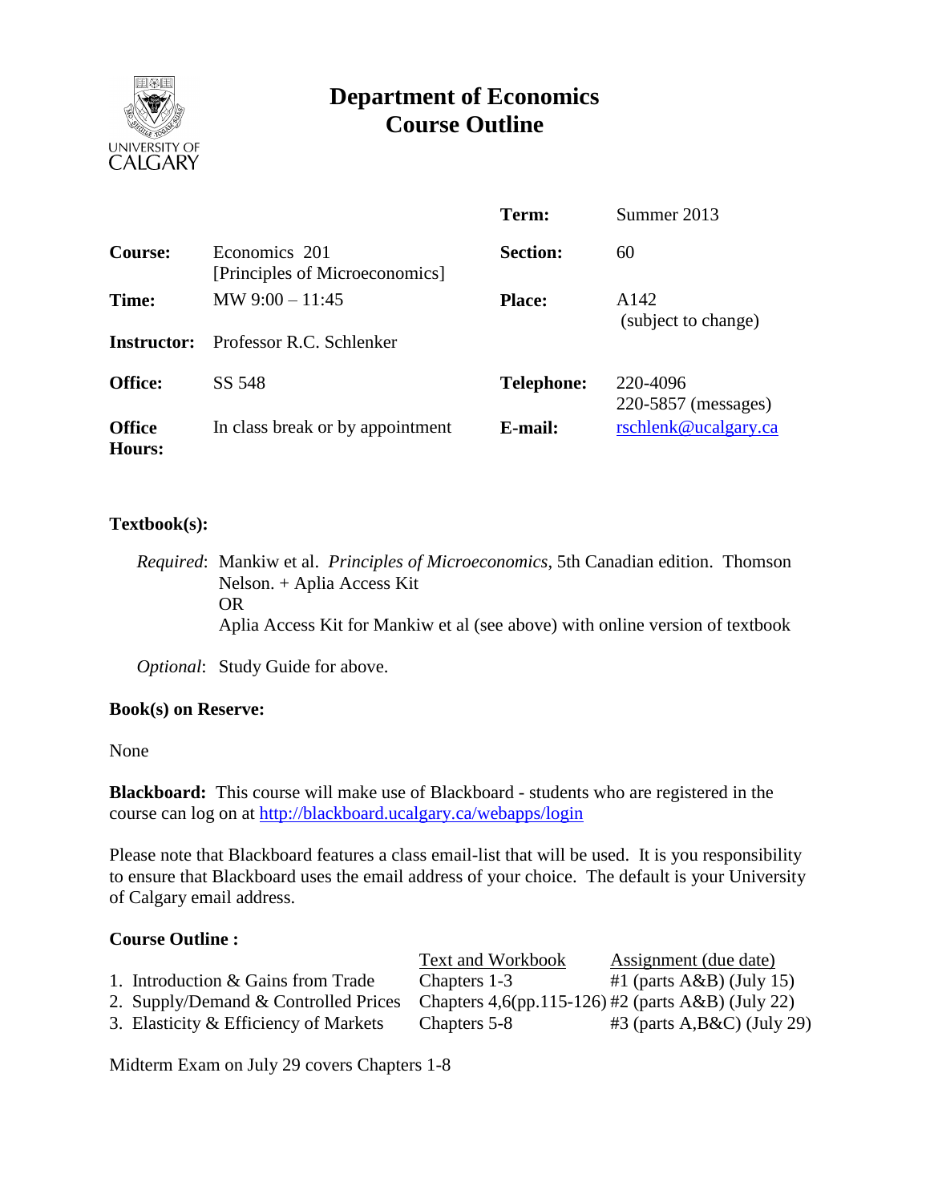# Department of Economics
# Course Outline

| | | | |
|---|---|---|---|
| | | **Term:** | Summer 2013 |
| **Course:** | Economics 201 [Principles of Microeconomics] | **Section:** | 60 |
| **Time:** | MW 9:00 – 11:45 | **Place:** | A142 (subject to change) |
| **Instructor:** | Professor R.C. Schlenker | | |
| **Office:** | SS 548 | **Telephone:** | 220-4096<br>220-5857 (messages) |
| **Office Hours:** | In class break or by appointment | **E-mail:** | rschlenk@ucalgary.ca |

**Textbook(s):**

*Required*: Mankiw et al. *Principles of Microeconomics*, 5th Canadian edition. Thomson Nelson. + Aplia Access Kit
OR
Aplia Access Kit for Mankiw et al (see above) with online version of textbook

*Optional*: Study Guide for above.

**Book(s) on Reserve:**

None

**Blackboard:** This course will make use of Blackboard - students who are registered in the course can log on at http://blackboard.ucalgary.ca/webapps/login

Please note that Blackboard features a class email-list that will be used. It is you responsibility to ensure that Blackboard uses the email address of your choice. The default is your University of Calgary email address.

**Course Outline :**

| | Text and Workbook | Assignment (due date) |
|---|---|---|
| 1. Introduction & Gains from Trade | Chapters 1-3 | #1 (parts A&B) (July 15) |
| 2. Supply/Demand & Controlled Prices | Chapters 4,6(pp.115-126) | #2 (parts A&B) (July 22) |
| 3. Elasticity & Efficiency of Markets | Chapters 5-8 | #3 (parts A,B&C) (July 29) |

Midterm Exam on July 29 covers Chapters 1-8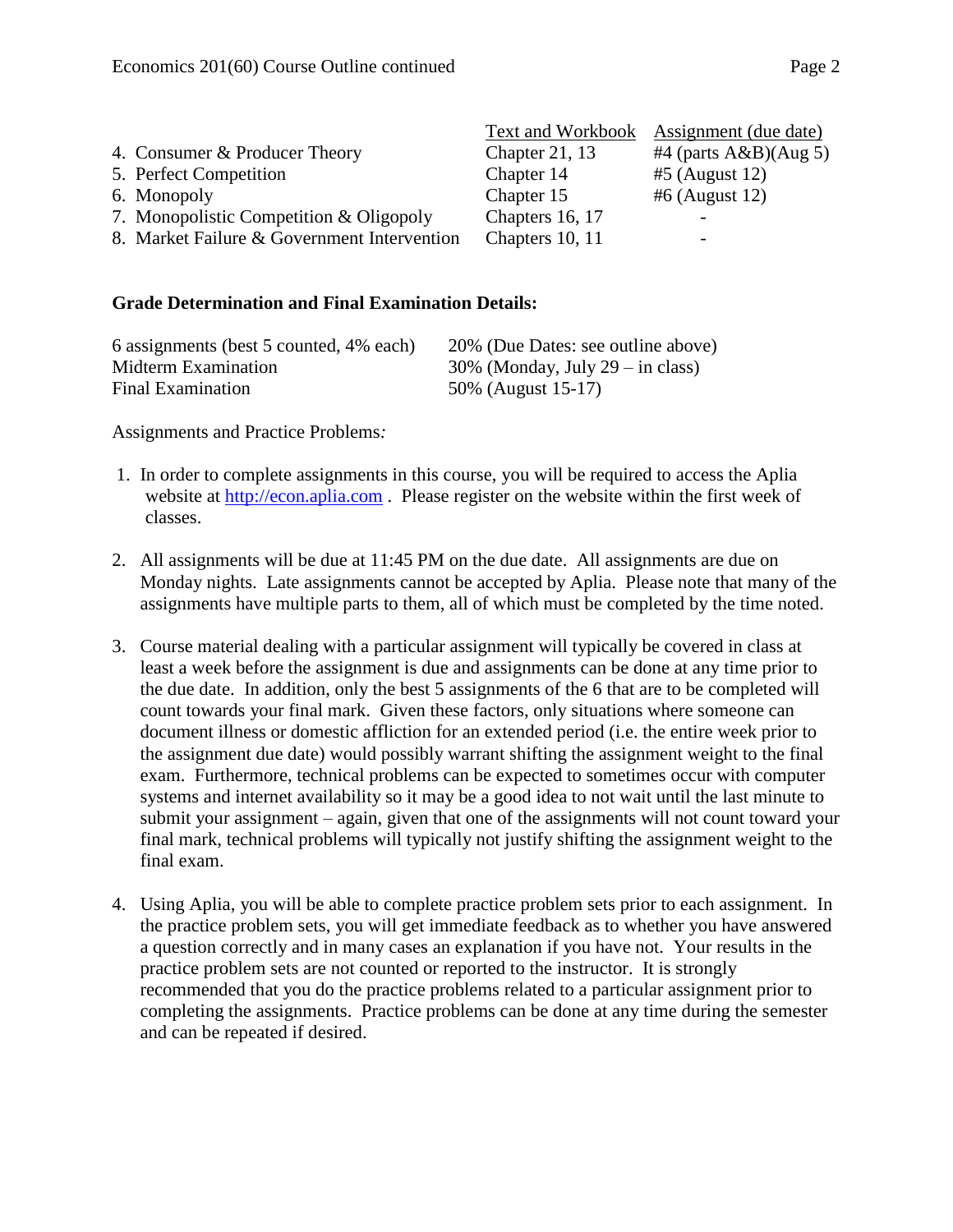| | Text and Workbook | Assignment (due date) |
|---|---|---|
| 4. Consumer & Producer Theory | Chapter 21, 13 | #4 (parts A&B)(Aug 5) |
| 5. Perfect Competition | Chapter 14 | #5 (August 12) |
| 6. Monopoly | Chapter 15 | #6 (August 12) |
| 7. Monopolistic Competition & Oligopoly | Chapters 16, 17 | - |
| 8. Market Failure & Government Intervention | Chapters 10, 11 | - |

**Grade Determination and Final Examination Details:**

| | |
|---|---|
| 6 assignments (best 5 counted, 4% each) | 20% (Due Dates: see outline above) |
| Midterm Examination | 30% (Monday, July 29 – in class) |
| Final Examination | 50% (August 15-17) |

Assignments and Practice Problems*:*

1. In order to complete assignments in this course, you will be required to access the Aplia website at http://econ.aplia.com . Please register on the website within the first week of classes.

2. All assignments will be due at 11:45 PM on the due date. All assignments are due on Monday nights. Late assignments cannot be accepted by Aplia. Please note that many of the assignments have multiple parts to them, all of which must be completed by the time noted.

3. Course material dealing with a particular assignment will typically be covered in class at least a week before the assignment is due and assignments can be done at any time prior to the due date. In addition, only the best 5 assignments of the 6 that are to be completed will count towards your final mark. Given these factors, only situations where someone can document illness or domestic affliction for an extended period (i.e. the entire week prior to the assignment due date) would possibly warrant shifting the assignment weight to the final exam. Furthermore, technical problems can be expected to sometimes occur with computer systems and internet availability so it may be a good idea to not wait until the last minute to submit your assignment – again, given that one of the assignments will not count toward your final mark, technical problems will typically not justify shifting the assignment weight to the final exam.

4. Using Aplia, you will be able to complete practice problem sets prior to each assignment. In the practice problem sets, you will get immediate feedback as to whether you have answered a question correctly and in many cases an explanation if you have not. Your results in the practice problem sets are not counted or reported to the instructor. It is strongly recommended that you do the practice problems related to a particular assignment prior to completing the assignments. Practice problems can be done at any time during the semester and can be repeated if desired.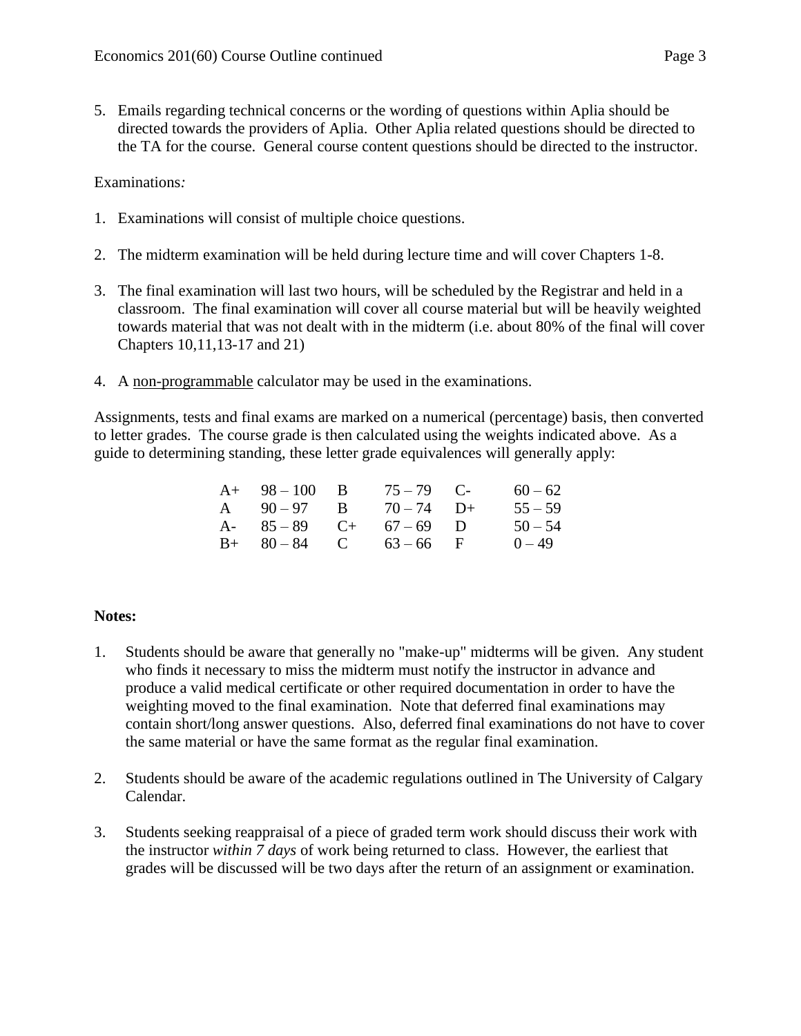5. Emails regarding technical concerns or the wording of questions within Aplia should be directed towards the providers of Aplia. Other Aplia related questions should be directed to the TA for the course. General course content questions should be directed to the instructor.

Examinations*:*

1. Examinations will consist of multiple choice questions.

2. The midterm examination will be held during lecture time and will cover Chapters 1-8.

3. The final examination will last two hours, will be scheduled by the Registrar and held in a classroom. The final examination will cover all course material but will be heavily weighted towards material that was not dealt with in the midterm (i.e. about 80% of the final will cover Chapters 10,11,13-17 and 21)

4. A <u>non-programmable</u> calculator may be used in the examinations.

Assignments, tests and final exams are marked on a numerical (percentage) basis, then converted to letter grades. The course grade is then calculated using the weights indicated above. As a guide to determining standing, these letter grade equivalences will generally apply:

| | | | | | |
|---|---|---|---|---|---|
| A+ | 98 – 100 | B | 75 – 79 | C- | 60 – 62 |
| A | 90 – 97 | B | 70 – 74 | D+ | 55 – 59 |
| A- | 85 – 89 | C+ | 67 – 69 | D | 50 – 54 |
| B+ | 80 – 84 | C | 63 – 66 | F | 0 – 49 |

**Notes:**

1. Students should be aware that generally no "make-up" midterms will be given. Any student who finds it necessary to miss the midterm must notify the instructor in advance and produce a valid medical certificate or other required documentation in order to have the weighting moved to the final examination. Note that deferred final examinations may contain short/long answer questions. Also, deferred final examinations do not have to cover the same material or have the same format as the regular final examination.

2. Students should be aware of the academic regulations outlined in The University of Calgary Calendar.

3. Students seeking reappraisal of a piece of graded term work should discuss their work with the instructor *within 7 days* of work being returned to class. However, the earliest that grades will be discussed will be two days after the return of an assignment or examination.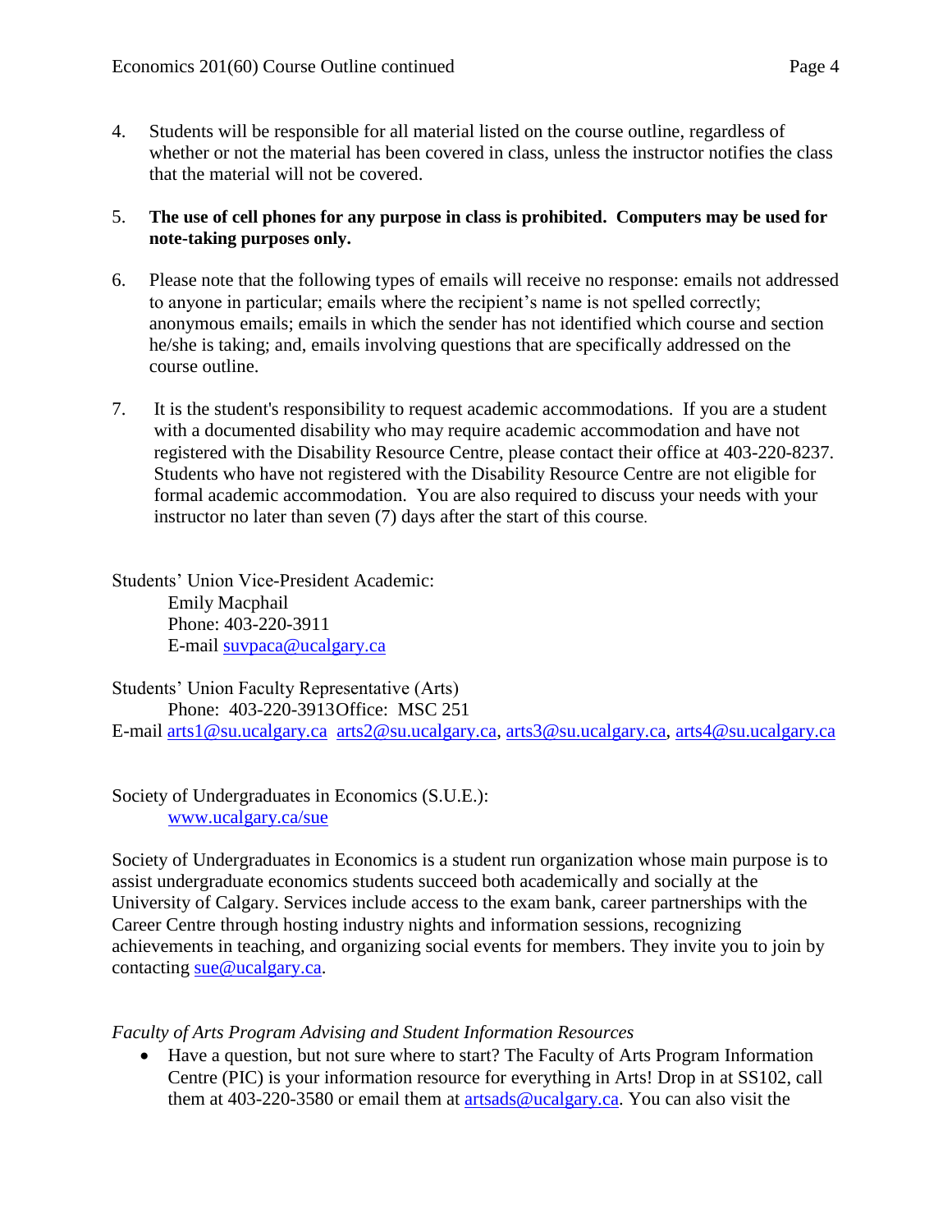4. Students will be responsible for all material listed on the course outline, regardless of whether or not the material has been covered in class, unless the instructor notifies the class that the material will not be covered.

5. **The use of cell phones for any purpose in class is prohibited. Computers may be used for note-taking purposes only.**

6. Please note that the following types of emails will receive no response: emails not addressed to anyone in particular; emails where the recipient's name is not spelled correctly; anonymous emails; emails in which the sender has not identified which course and section he/she is taking; and, emails involving questions that are specifically addressed on the course outline.

7. It is the student's responsibility to request academic accommodations. If you are a student with a documented disability who may require academic accommodation and have not registered with the Disability Resource Centre, please contact their office at 403-220-8237. Students who have not registered with the Disability Resource Centre are not eligible for formal academic accommodation. You are also required to discuss your needs with your instructor no later than seven (7) days after the start of this course.

Students' Union Vice-President Academic:
Emily Macphail
Phone: 403-220-3911
E-mail suvpaca@ucalgary.ca

Students' Union Faculty Representative (Arts)
Phone: 403-220-3913Office: MSC 251
E-mail arts1@su.ucalgary.ca arts2@su.ucalgary.ca, arts3@su.ucalgary.ca, arts4@su.ucalgary.ca

Society of Undergraduates in Economics (S.U.E.):
www.ucalgary.ca/sue

Society of Undergraduates in Economics is a student run organization whose main purpose is to assist undergraduate economics students succeed both academically and socially at the University of Calgary. Services include access to the exam bank, career partnerships with the Career Centre through hosting industry nights and information sessions, recognizing achievements in teaching, and organizing social events for members. They invite you to join by contacting sue@ucalgary.ca.

*Faculty of Arts Program Advising and Student Information Resources*

- Have a question, but not sure where to start? The Faculty of Arts Program Information Centre (PIC) is your information resource for everything in Arts! Drop in at SS102, call them at 403-220-3580 or email them at artsads@ucalgary.ca. You can also visit the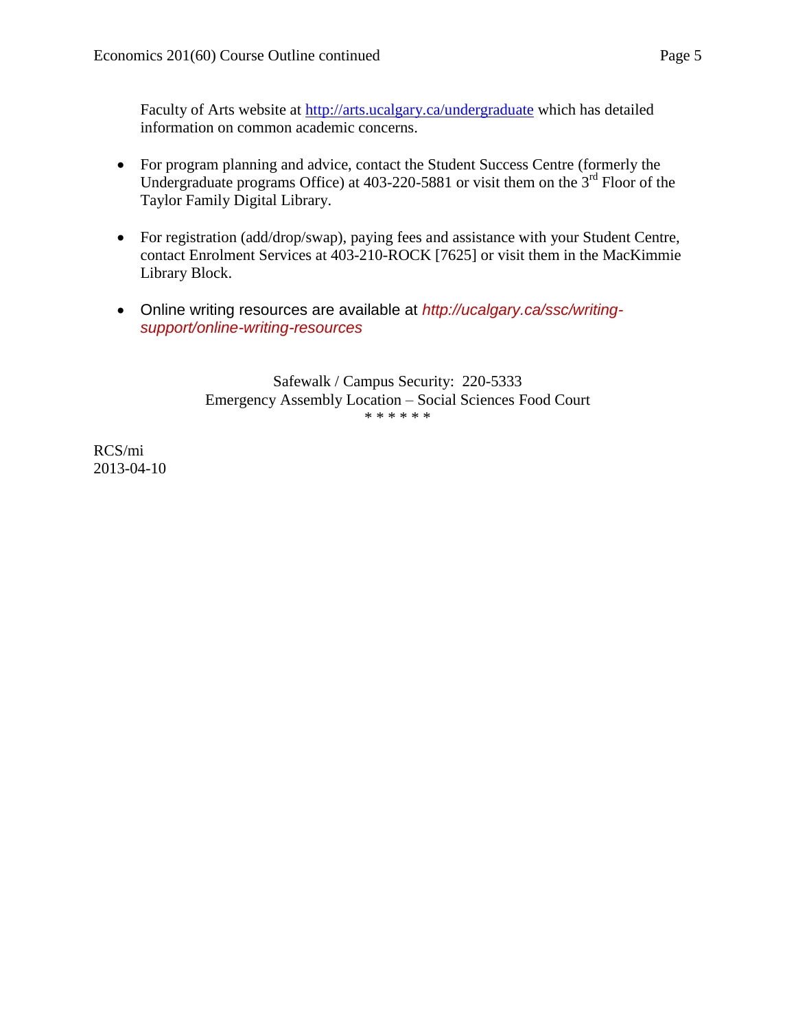Faculty of Arts website at http://arts.ucalgary.ca/undergraduate which has detailed information on common academic concerns.

- For program planning and advice, contact the Student Success Centre (formerly the Undergraduate programs Office) at 403-220-5881 or visit them on the 3rd Floor of the Taylor Family Digital Library.

- For registration (add/drop/swap), paying fees and assistance with your Student Centre, contact Enrolment Services at 403-210-ROCK [7625] or visit them in the MacKimmie Library Block.

- Online writing resources are available at *http://ucalgary.ca/ssc/writing-support/online-writing-resources*

Safewalk / Campus Security: 220-5333
Emergency Assembly Location – Social Sciences Food Court
\* \* \* \* \* \*

RCS/mi
2013-04-10